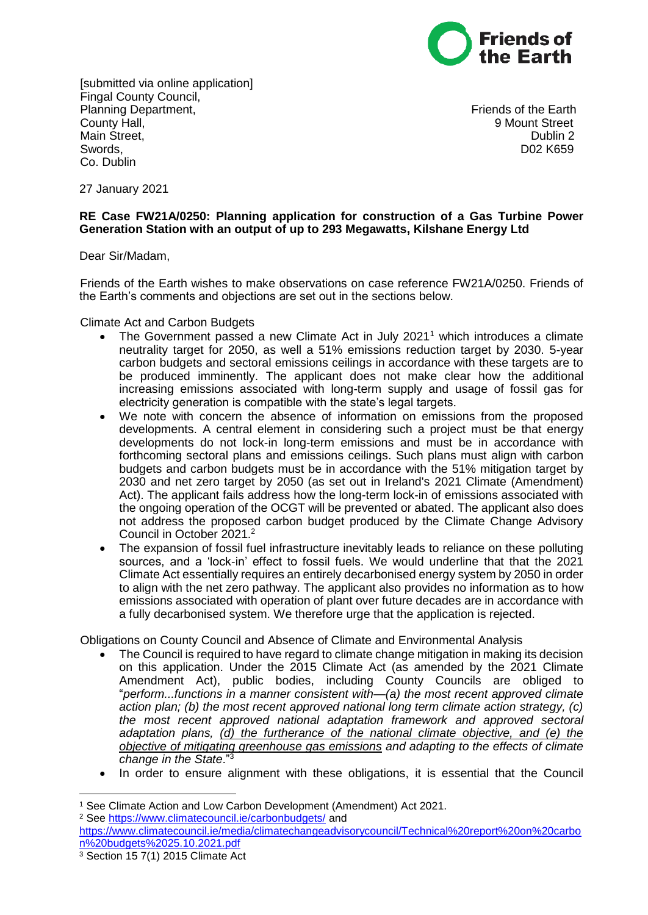[submitted via online application]
Fingal County Council,
Planning Department,
County Hall,
Main Street,
Swords,
Co. Dublin

Friends of the Earth
9 Mount Street
Dublin 2
D02 K659

27 January 2021

**RE Case FW21A/0250: Planning application for construction of a Gas Turbine Power Generation Station with an output of up to 293 Megawatts, Kilshane Energy Ltd**

Dear Sir/Madam,

Friends of the Earth wishes to make observations on case reference FW21A/0250. Friends of the Earth's comments and objections are set out in the sections below.

Climate Act and Carbon Budgets

- The Government passed a new Climate Act in July 2021[1] which introduces a climate neutrality target for 2050, as well a 51% emissions reduction target by 2030. 5-year carbon budgets and sectoral emissions ceilings in accordance with these targets are to be produced imminently. The applicant does not make clear how the additional increasing emissions associated with long-term supply and usage of fossil gas for electricity generation is compatible with the state's legal targets.
- We note with concern the absence of information on emissions from the proposed developments. A central element in considering such a project must be that energy developments do not lock-in long-term emissions and must be in accordance with forthcoming sectoral plans and emissions ceilings. Such plans must align with carbon budgets and carbon budgets must be in accordance with the 51% mitigation target by 2030 and net zero target by 2050 (as set out in Ireland's 2021 Climate (Amendment) Act). The applicant fails address how the long-term lock-in of emissions associated with the ongoing operation of the OCGT will be prevented or abated. The applicant also does not address the proposed carbon budget produced by the Climate Change Advisory Council in October 2021.[2]
- The expansion of fossil fuel infrastructure inevitably leads to reliance on these polluting sources, and a 'lock-in' effect to fossil fuels. We would underline that that the 2021 Climate Act essentially requires an entirely decarbonised energy system by 2050 in order to align with the net zero pathway. The applicant also provides no information as to how emissions associated with operation of plant over future decades are in accordance with a fully decarbonised system. We therefore urge that the application is rejected.

Obligations on County Council and Absence of Climate and Environmental Analysis

- The Council is required to have regard to climate change mitigation in making its decision on this application. Under the 2015 Climate Act (as amended by the 2021 Climate Amendment Act), public bodies, including County Councils are obliged to "*perform...functions in a manner consistent with—(a) the most recent approved climate action plan; (b) the most recent approved national long term climate action strategy, (c) the most recent approved national adaptation framework and approved sectoral adaptation plans, <u>(d) the furtherance of the national climate objective, and (e) the objective of mitigating greenhouse gas emissions</u> and adapting to the effects of climate change in the State*."[3]
- In order to ensure alignment with these obligations, it is essential that the Council

---

[1] See Climate Action and Low Carbon Development (Amendment) Act 2021.

[2] See https://www.climatecouncil.ie/carbonbudgets/ and https://www.climatecouncil.ie/media/climatechangeadvisorycouncil/Technical%20report%20on%20carbon%20budgets%2025.10.2021.pdf

[3] Section 15 7(1) 2015 Climate Act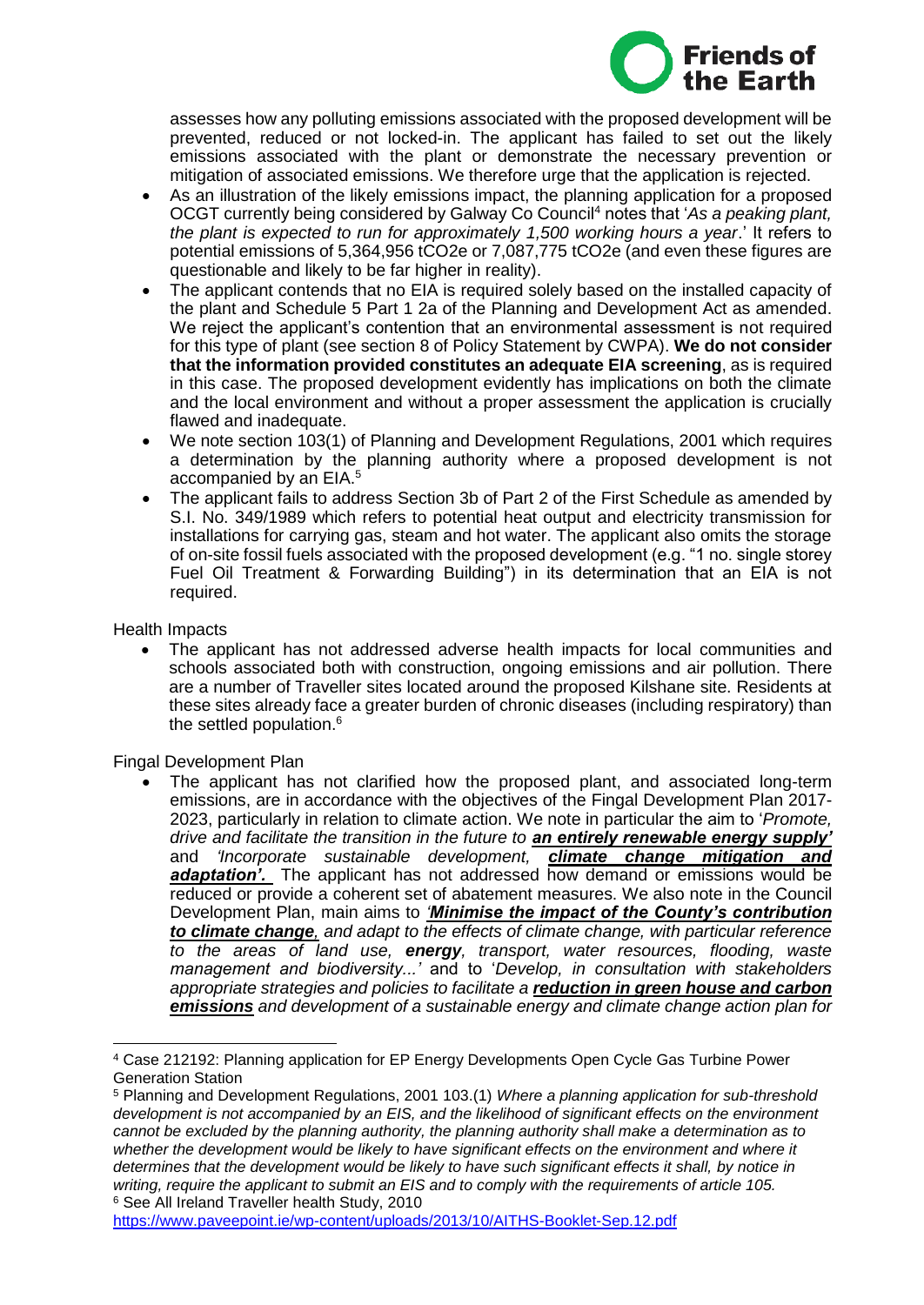assesses how any polluting emissions associated with the proposed development will be prevented, reduced or not locked-in. The applicant has failed to set out the likely emissions associated with the plant or demonstrate the necessary prevention or mitigation of associated emissions. We therefore urge that the application is rejected.

- As an illustration of the likely emissions impact, the planning application for a proposed OCGT currently being considered by Galway Co Council[4] notes that '*As a peaking plant, the plant is expected to run for approximately 1,500 working hours a year*.' It refers to potential emissions of 5,364,956 tCO2e or 7,087,775 tCO2e (and even these figures are questionable and likely to be far higher in reality).
- The applicant contends that no EIA is required solely based on the installed capacity of the plant and Schedule 5 Part 1 2a of the Planning and Development Act as amended. We reject the applicant's contention that an environmental assessment is not required for this type of plant (see section 8 of Policy Statement by CWPA). **We do not consider that the information provided constitutes an adequate EIA screening**, as is required in this case. The proposed development evidently has implications on both the climate and the local environment and without a proper assessment the application is crucially flawed and inadequate.
- We note section 103(1) of Planning and Development Regulations, 2001 which requires a determination by the planning authority where a proposed development is not accompanied by an EIA.[5]
- The applicant fails to address Section 3b of Part 2 of the First Schedule as amended by S.I. No. 349/1989 which refers to potential heat output and electricity transmission for installations for carrying gas, steam and hot water. The applicant also omits the storage of on-site fossil fuels associated with the proposed development (e.g. "1 no. single storey Fuel Oil Treatment & Forwarding Building") in its determination that an EIA is not required.

Health Impacts

- The applicant has not addressed adverse health impacts for local communities and schools associated both with construction, ongoing emissions and air pollution. There are a number of Traveller sites located around the proposed Kilshane site. Residents at these sites already face a greater burden of chronic diseases (including respiratory) than the settled population.[6]

Fingal Development Plan

- The applicant has not clarified how the proposed plant, and associated long-term emissions, are in accordance with the objectives of the Fingal Development Plan 2017-2023, particularly in relation to climate action. We note in particular the aim to '*Promote, drive and facilitate the transition in the future to **an entirely renewable energy supply'*** and *'Incorporate sustainable development, **climate change mitigation and adaptation'.*** The applicant has not addressed how demand or emissions would be reduced or provide a coherent set of abatement measures. We also note in the Council Development Plan, main aims to *'**Minimise the impact of the County's contribution to climate change**, and adapt to the effects of climate change, with particular reference to the areas of land use, **energy**, transport, water resources, flooding, waste management and biodiversity...'* and to '*Develop, in consultation with stakeholders appropriate strategies and policies to facilitate a **reduction in green house and carbon emissions** and development of a sustainable energy and climate change action plan for*

---

[4] Case 212192: Planning application for EP Energy Developments Open Cycle Gas Turbine Power Generation Station

[5] Planning and Development Regulations, 2001 103.(1) *Where a planning application for sub-threshold development is not accompanied by an EIS, and the likelihood of significant effects on the environment cannot be excluded by the planning authority, the planning authority shall make a determination as to whether the development would be likely to have significant effects on the environment and where it determines that the development would be likely to have such significant effects it shall, by notice in writing, require the applicant to submit an EIS and to comply with the requirements of article 105.*

[6] See All Ireland Traveller health Study, 2010 https://www.paveepoint.ie/wp-content/uploads/2013/10/AITHS-Booklet-Sep.12.pdf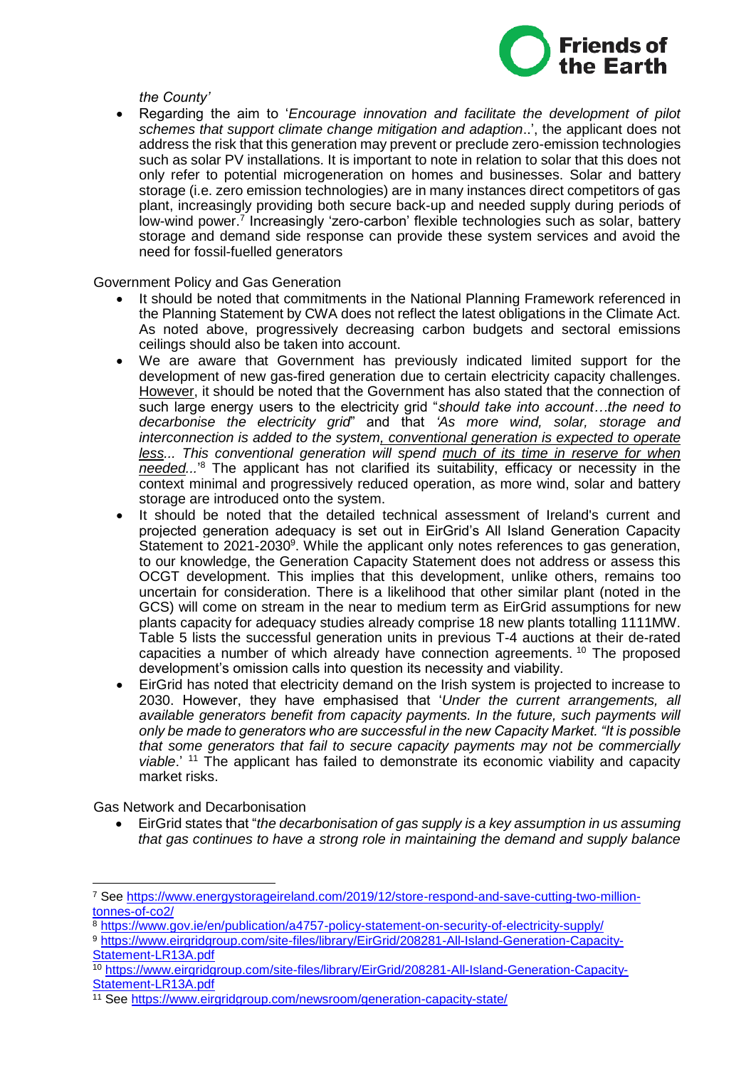*the County'*

- Regarding the aim to '*Encourage innovation and facilitate the development of pilot schemes that support climate change mitigation and adaption*..', the applicant does not address the risk that this generation may prevent or preclude zero-emission technologies such as solar PV installations. It is important to note in relation to solar that this does not only refer to potential microgeneration on homes and businesses. Solar and battery storage (i.e. zero emission technologies) are in many instances direct competitors of gas plant, increasingly providing both secure back-up and needed supply during periods of low-wind power.[7] Increasingly 'zero-carbon' flexible technologies such as solar, battery storage and demand side response can provide these system services and avoid the need for fossil-fuelled generators

Government Policy and Gas Generation

- It should be noted that commitments in the National Planning Framework referenced in the Planning Statement by CWA does not reflect the latest obligations in the Climate Act. As noted above, progressively decreasing carbon budgets and sectoral emissions ceilings should also be taken into account.
- We are aware that Government has previously indicated limited support for the development of new gas-fired generation due to certain electricity capacity challenges. <u>However</u>, it should be noted that the Government has also stated that the connection of such large energy users to the electricity grid "*should take into account…the need to decarbonise the electricity grid*" and that *'As more wind, solar, storage and interconnection is added to the system, <u>conventional generation is expected to operate less</u>... This conventional generation will spend <u>much of its time in reserve for when needed</u>...'*[8] The applicant has not clarified its suitability, efficacy or necessity in the context minimal and progressively reduced operation, as more wind, solar and battery storage are introduced onto the system.
- It should be noted that the detailed technical assessment of Ireland's current and projected generation adequacy is set out in EirGrid's All Island Generation Capacity Statement to 2021-2030[9]. While the applicant only notes references to gas generation, to our knowledge, the Generation Capacity Statement does not address or assess this OCGT development. This implies that this development, unlike others, remains too uncertain for consideration. There is a likelihood that other similar plant (noted in the GCS) will come on stream in the near to medium term as EirGrid assumptions for new plants capacity for adequacy studies already comprise 18 new plants totalling 1111MW. Table 5 lists the successful generation units in previous T-4 auctions at their de-rated capacities a number of which already have connection agreements. [10] The proposed development's omission calls into question its necessity and viability.
- EirGrid has noted that electricity demand on the Irish system is projected to increase to 2030. However, they have emphasised that '*Under the current arrangements, all available generators benefit from capacity payments. In the future, such payments will only be made to generators who are successful in the new Capacity Market. "It is possible that some generators that fail to secure capacity payments may not be commercially viable*.' [11] The applicant has failed to demonstrate its economic viability and capacity market risks.

Gas Network and Decarbonisation

- EirGrid states that "*the decarbonisation of gas supply is a key assumption in us assuming that gas continues to have a strong role in maintaining the demand and supply balance*

---

[7] See https://www.energystorageireland.com/2019/12/store-respond-and-save-cutting-two-million-tonnes-of-co2/

[8] https://www.gov.ie/en/publication/a4757-policy-statement-on-security-of-electricity-supply/

[9] https://www.eirgridgroup.com/site-files/library/EirGrid/208281-All-Island-Generation-Capacity-Statement-LR13A.pdf

[10] https://www.eirgridgroup.com/site-files/library/EirGrid/208281-All-Island-Generation-Capacity-Statement-LR13A.pdf

[11] See https://www.eirgridgroup.com/newsroom/generation-capacity-state/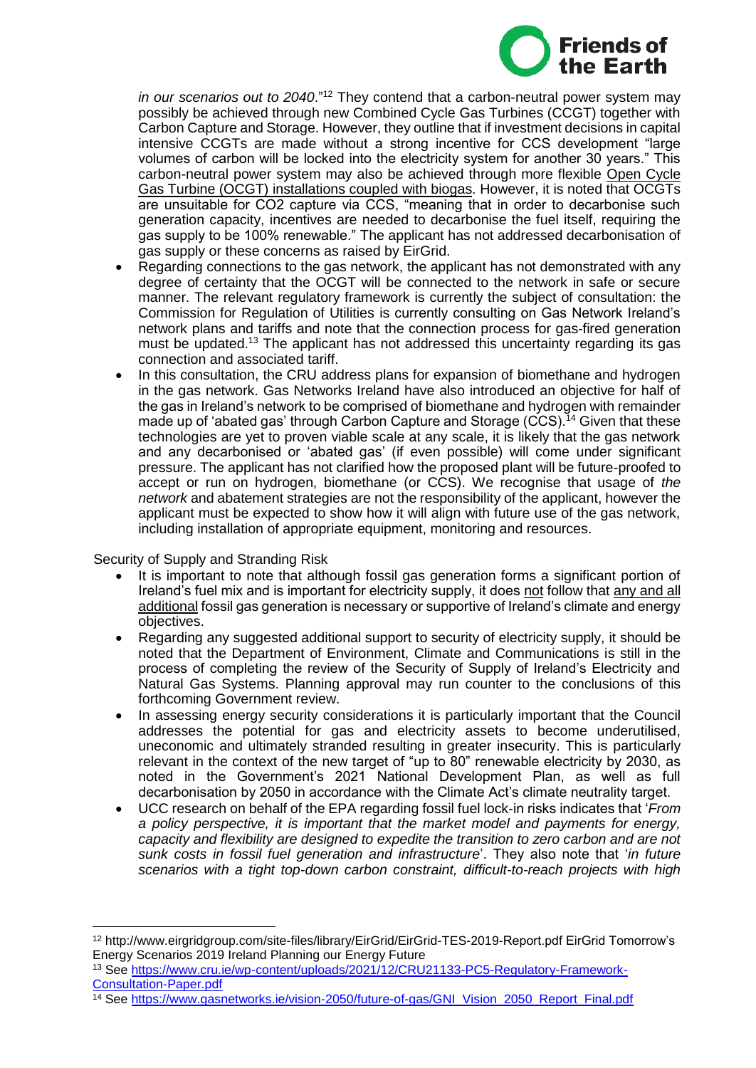*in our scenarios out to 2040*."[12] They contend that a carbon-neutral power system may possibly be achieved through new Combined Cycle Gas Turbines (CCGT) together with Carbon Capture and Storage. However, they outline that if investment decisions in capital intensive CCGTs are made without a strong incentive for CCS development "large volumes of carbon will be locked into the electricity system for another 30 years." This carbon-neutral power system may also be achieved through more flexible Open Cycle Gas Turbine (OCGT) installations coupled with biogas. However, it is noted that OCGTs are unsuitable for $CO_2$ capture via CCS, "meaning that in order to decarbonise such generation capacity, incentives are needed to decarbonise the fuel itself, requiring the gas supply to be 100% renewable." The applicant has not addressed decarbonisation of gas supply or these concerns as raised by EirGrid.

- Regarding connections to the gas network, the applicant has not demonstrated with any degree of certainty that the OCGT will be connected to the network in safe or secure manner. The relevant regulatory framework is currently the subject of consultation: the Commission for Regulation of Utilities is currently consulting on Gas Network Ireland's network plans and tariffs and note that the connection process for gas-fired generation must be updated.[13] The applicant has not addressed this uncertainty regarding its gas connection and associated tariff.
- In this consultation, the CRU address plans for expansion of biomethane and hydrogen in the gas network. Gas Networks Ireland have also introduced an objective for half of the gas in Ireland's network to be comprised of biomethane and hydrogen with remainder made up of 'abated gas' through Carbon Capture and Storage (CCS).[14] Given that these technologies are yet to proven viable scale at any scale, it is likely that the gas network and any decarbonised or 'abated gas' (if even possible) will come under significant pressure. The applicant has not clarified how the proposed plant will be future-proofed to accept or run on hydrogen, biomethane (or CCS). We recognise that usage of *the network* and abatement strategies are not the responsibility of the applicant, however the applicant must be expected to show how it will align with future use of the gas network, including installation of appropriate equipment, monitoring and resources.

Security of Supply and Stranding Risk

- It is important to note that although fossil gas generation forms a significant portion of Ireland's fuel mix and is important for electricity supply, it does not follow that any and all additional fossil gas generation is necessary or supportive of Ireland's climate and energy objectives.
- Regarding any suggested additional support to security of electricity supply, it should be noted that the Department of Environment, Climate and Communications is still in the process of completing the review of the Security of Supply of Ireland's Electricity and Natural Gas Systems. Planning approval may run counter to the conclusions of this forthcoming Government review.
- In assessing energy security considerations it is particularly important that the Council addresses the potential for gas and electricity assets to become underutilised, uneconomic and ultimately stranded resulting in greater insecurity. This is particularly relevant in the context of the new target of "up to 80" renewable electricity by 2030, as noted in the Government's 2021 National Development Plan, as well as full decarbonisation by 2050 in accordance with the Climate Act's climate neutrality target.
- UCC research on behalf of the EPA regarding fossil fuel lock-in risks indicates that '*From a policy perspective, it is important that the market model and payments for energy, capacity and flexibility are designed to expedite the transition to zero carbon and are not sunk costs in fossil fuel generation and infrastructure*'. They also note that '*in future scenarios with a tight top-down carbon constraint, difficult-to-reach projects with high*

---

[12] http://www.eirgridgroup.com/site-files/library/EirGrid/EirGrid-TES-2019-Report.pdf EirGrid Tomorrow's Energy Scenarios 2019 Ireland Planning our Energy Future

[13] See https://www.cru.ie/wp-content/uploads/2021/12/CRU21133-PC5-Regulatory-Framework-Consultation-Paper.pdf

[14] See https://www.gasnetworks.ie/vision-2050/future-of-gas/GNI_Vision_2050_Report_Final.pdf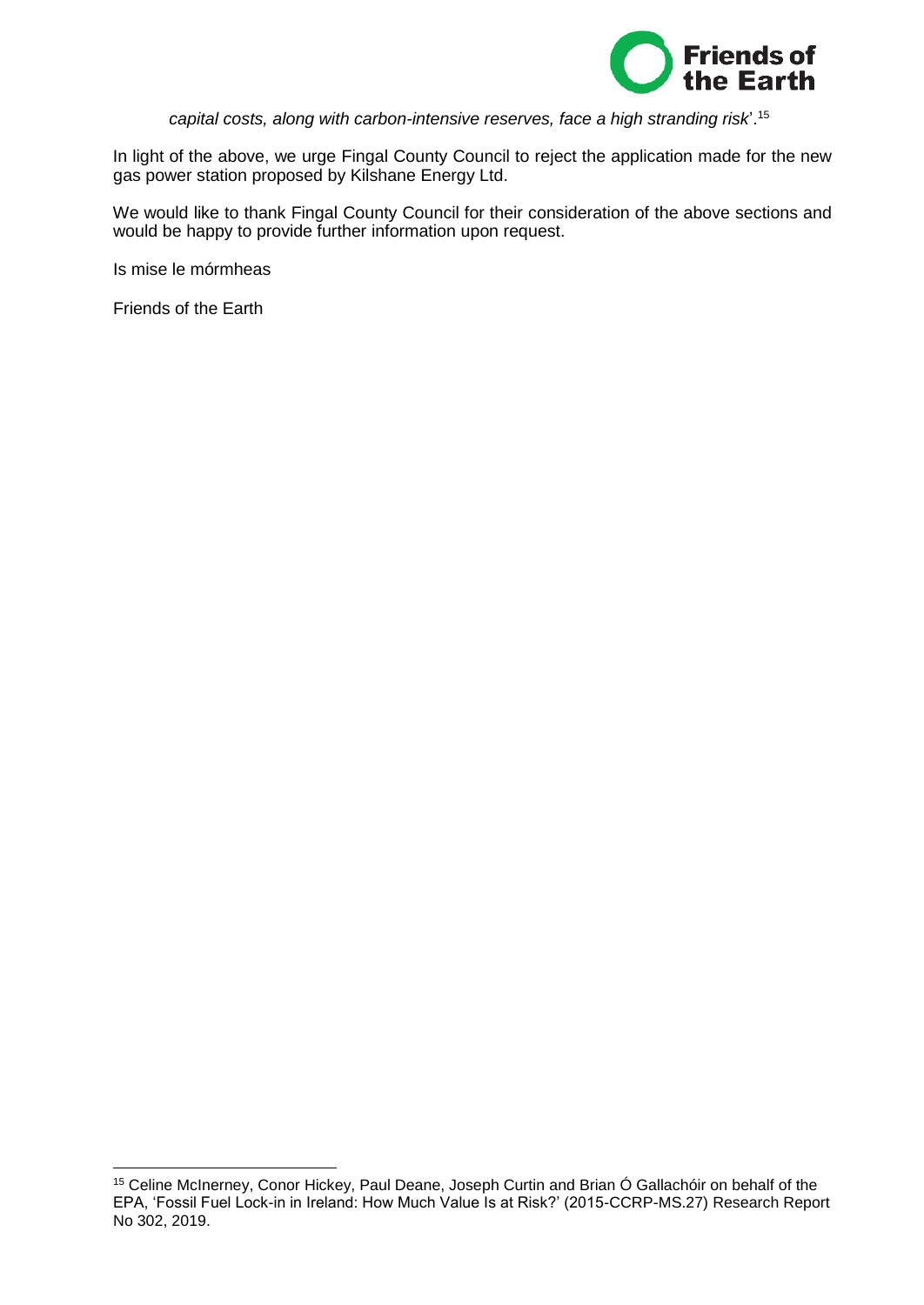*capital costs, along with carbon-intensive reserves, face a high stranding risk*'.[15]

In light of the above, we urge Fingal County Council to reject the application made for the new gas power station proposed by Kilshane Energy Ltd.

We would like to thank Fingal County Council for their consideration of the above sections and would be happy to provide further information upon request.

Is mise le mórmheas

Friends of the Earth

[15] Celine McInerney, Conor Hickey, Paul Deane, Joseph Curtin and Brian Ó Gallachóir on behalf of the EPA, 'Fossil Fuel Lock-in in Ireland: How Much Value Is at Risk?' (2015-CCRP-MS.27) Research Report No 302, 2019.